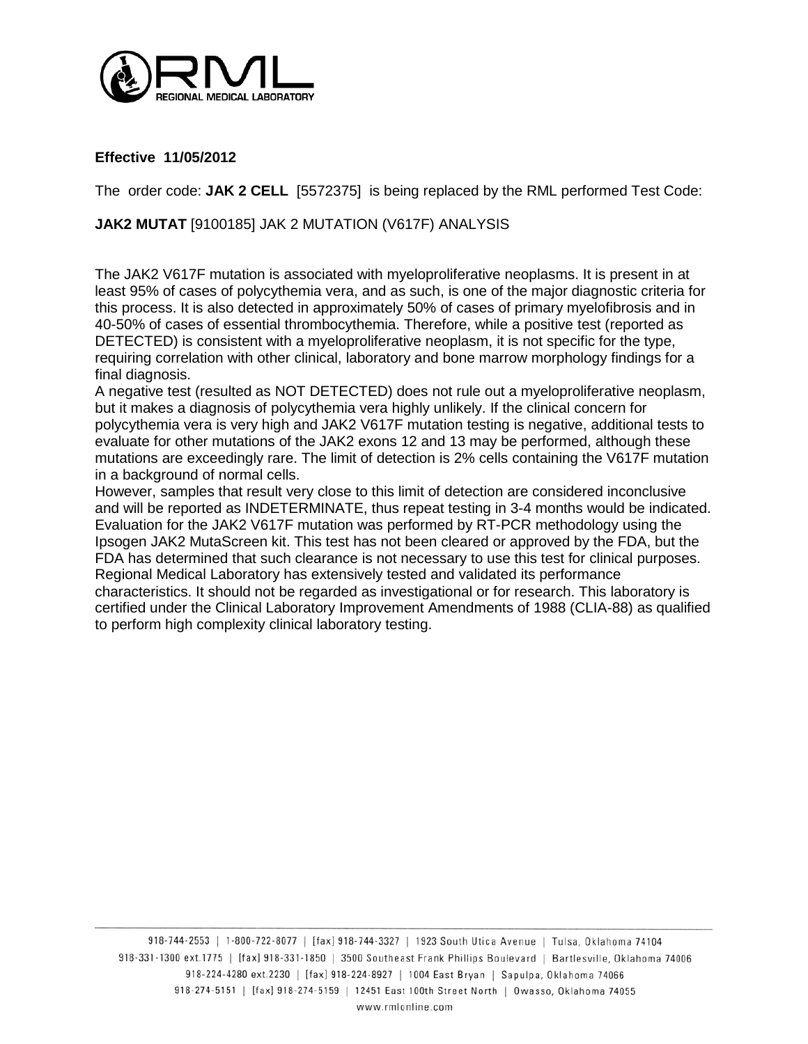**Effective 11/05/2012**

The order code: **JAK 2 CELL** [5572375] is being replaced by the RML performed Test Code:

**JAK2 MUTAT** [9100185] JAK 2 MUTATION (V617F) ANALYSIS

The JAK2 V617F mutation is associated with myeloproliferative neoplasms. It is present in at least 95% of cases of polycythemia vera, and as such, is one of the major diagnostic criteria for this process. It is also detected in approximately 50% of cases of primary myelofibrosis and in 40-50% of cases of essential thrombocythemia. Therefore, while a positive test (reported as DETECTED) is consistent with a myeloproliferative neoplasm, it is not specific for the type, requiring correlation with other clinical, laboratory and bone marrow morphology findings for a final diagnosis.
A negative test (resulted as NOT DETECTED) does not rule out a myeloproliferative neoplasm, but it makes a diagnosis of polycythemia vera highly unlikely. If the clinical concern for polycythemia vera is very high and JAK2 V617F mutation testing is negative, additional tests to evaluate for other mutations of the JAK2 exons 12 and 13 may be performed, although these mutations are exceedingly rare. The limit of detection is 2% cells containing the V617F mutation in a background of normal cells.
However, samples that result very close to this limit of detection are considered inconclusive and will be reported as INDETERMINATE, thus repeat testing in 3-4 months would be indicated. Evaluation for the JAK2 V617F mutation was performed by RT-PCR methodology using the Ipsogen JAK2 MutaScreen kit. This test has not been cleared or approved by the FDA, but the FDA has determined that such clearance is not necessary to use this test for clinical purposes. Regional Medical Laboratory has extensively tested and validated its performance characteristics. It should not be regarded as investigational or for research. This laboratory is certified under the Clinical Laboratory Improvement Amendments of 1988 (CLIA-88) as qualified to perform high complexity clinical laboratory testing.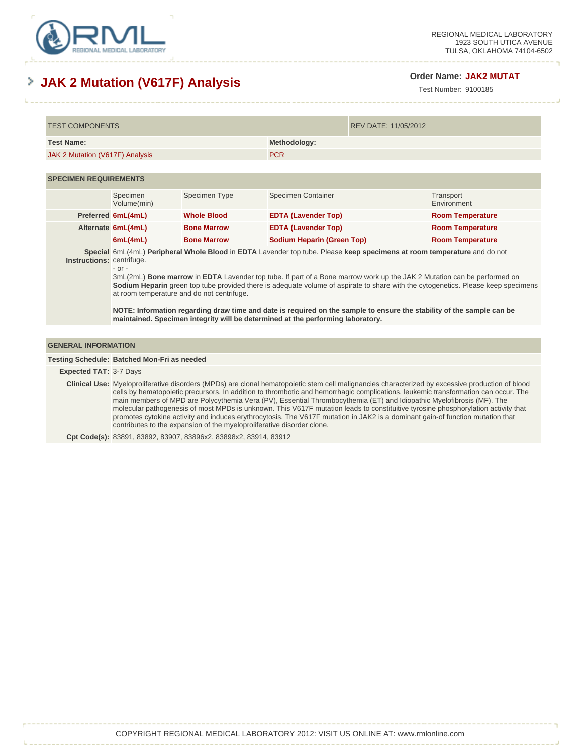REGIONAL MEDICAL LABORATORY
1923 SOUTH UTICA AVENUE
TULSA, OKLAHOMA 74104-6502

# JAK 2 Mutation (V617F) Analysis

**Order Name: JAK2 MUTAT**

Test Number: 9100185

| TEST COMPONENTS | REV DATE: 11/05/2012 |
|---|---|
| **Test Name:** | **Methodology:** |
| JAK 2 Mutation (V617F) Analysis | PCR |

## SPECIMEN REQUIREMENTS

| | Specimen Volume(min) | Specimen Type | Specimen Container | Transport Environment |
|---|---|---|---|---|
| **Preferred** | **6mL(4mL)** | **Whole Blood** | **EDTA (Lavender Top)** | **Room Temperature** |
| **Alternate** | **6mL(4mL)** | **Bone Marrow** | **EDTA (Lavender Top)** | **Room Temperature** |
| | **6mL(4mL)** | **Bone Marrow** | **Sodium Heparin (Green Top)** | **Room Temperature** |

**Special Instructions:** 6mL(4mL) **Peripheral Whole Blood** in **EDTA** Lavender top tube. Please **keep specimens at room temperature** and do not centrifuge.

- or -

3mL(2mL) **Bone marrow** in **EDTA** Lavender top tube. If part of a Bone marrow work up the JAK 2 Mutation can be performed on **Sodium Heparin** green top tube provided there is adequate volume of aspirate to share with the cytogenetics. Please keep specimens at room temperature and do not centrifuge.

**NOTE: Information regarding draw time and date is required on the sample to ensure the stability of the sample can be maintained. Specimen integrity will be determined at the performing laboratory.**

## GENERAL INFORMATION

**Testing Schedule:** **Batched Mon-Fri as needed**

**Expected TAT:** 3-7 Days

**Clinical Use:** Myeloproliferative disorders (MPDs) are clonal hematopoietic stem cell malignancies characterized by excessive production of blood cells by hematopoietic precursors. In addition to thrombotic and hemorrhagic complications, leukemic transformation can occur. The main members of MPD are Polycythemia Vera (PV), Essential Thrombocythemia (ET) and Idiopathic Myelofibrosis (MF). The molecular pathogenesis of most MPDs is unknown. This V617F mutation leads to constituitive tyrosine phosphorylation activity that promotes cytokine activity and induces erythrocytosis. The V617F mutation in JAK2 is a dominant gain-of function mutation that contributes to the expansion of the myeloproliferative disorder clone.

**Cpt Code(s):** 83891, 83892, 83907, 83896x2, 83898x2, 83914, 83912

COPYRIGHT REGIONAL MEDICAL LABORATORY 2012: VISIT US ONLINE AT: www.rmlonline.com